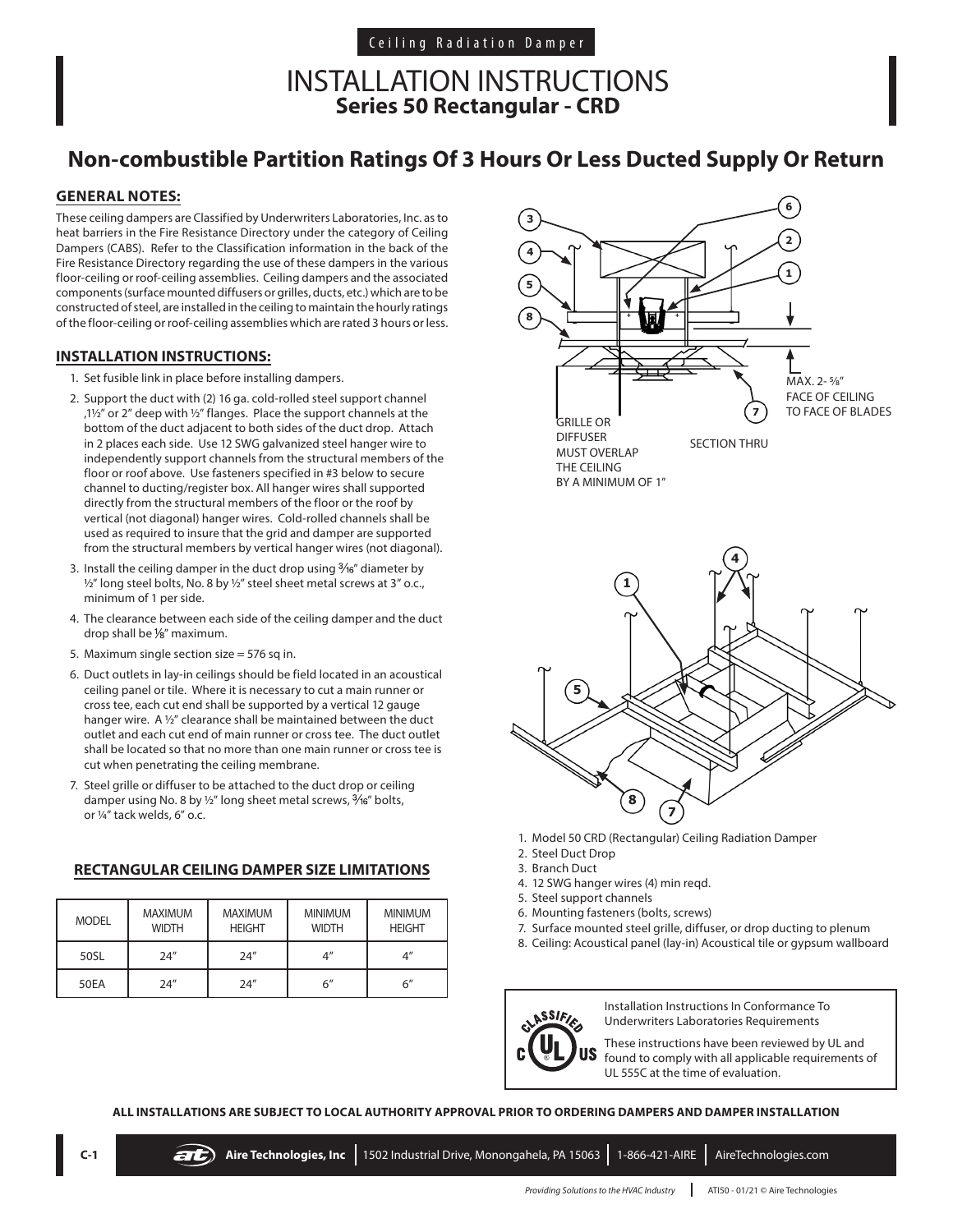Ceiling Radiation Damper

# INSTALLATION INSTRUCTIONS
## Series 50 Rectangular - CRD

## Non-combustible Partition Ratings Of 3 Hours Or Less Ducted Supply Or Return

### GENERAL NOTES:

These ceiling dampers are Classified by Underwriters Laboratories, Inc. as to heat barriers in the Fire Resistance Directory under the category of Ceiling Dampers (CABS). Refer to the Classification information in the back of the Fire Resistance Directory regarding the use of these dampers in the various floor-ceiling or roof-ceiling assemblies. Ceiling dampers and the associated components (surface mounted diffusers or grilles, ducts, etc.) which are to be constructed of steel, are installed in the ceiling to maintain the hourly ratings of the floor-ceiling or roof-ceiling assemblies which are rated 3 hours or less.

### INSTALLATION INSTRUCTIONS:

1. Set fusible link in place before installing dampers.
2. Support the duct with (2) 16 ga. cold-rolled steel support channel ,1½" or 2" deep with ½" flanges. Place the support channels at the bottom of the duct adjacent to both sides of the duct drop. Attach in 2 places each side. Use 12 SWG galvanized steel hanger wire to independently support channels from the structural members of the floor or roof above. Use fasteners specified in #3 below to secure channel to ducting/register box. All hanger wires shall supported directly from the structural members of the floor or the roof by vertical (not diagonal) hanger wires. Cold-rolled channels shall be used as required to insure that the grid and damper are supported from the structural members by vertical hanger wires (not diagonal).
3. Install the ceiling damper in the duct drop using 3⁄16" diameter by ½" long steel bolts, No. 8 by ½" steel sheet metal screws at 3" o.c., minimum of 1 per side.
4. The clearance between each side of the ceiling damper and the duct drop shall be ⅛" maximum.
5. Maximum single section size = 576 sq in.
6. Duct outlets in lay-in ceilings should be field located in an acoustical ceiling panel or tile. Where it is necessary to cut a main runner or cross tee, each cut end shall be supported by a vertical 12 gauge hanger wire. A ½" clearance shall be maintained between the duct outlet and each cut end of main runner or cross tee. The duct outlet shall be located so that no more than one main runner or cross tee is cut when penetrating the ceiling membrane.
7. Steel grille or diffuser to be attached to the duct drop or ceiling damper using No. 8 by ½" long sheet metal screws, 3⁄16" bolts, or ¼" tack welds, 6" o.c.

### RECTANGULAR CEILING DAMPER SIZE LIMITATIONS

| MODEL | MAXIMUM WIDTH | MAXIMUM HEIGHT | MINIMUM WIDTH | MINIMUM HEIGHT |
|---|---|---|---|---|
| 50SL | 24" | 24" | 4" | 4" |
| 50EA | 24" | 24" | 6" | 6" |

MAX. 2- ⅝" FACE OF CEILING TO FACE OF BLADES

GRILLE OR DIFFUSER MUST OVERLAP THE CEILING BY A MINIMUM OF 1"

SECTION THRU

1. Model 50 CRD (Rectangular) Ceiling Radiation Damper
2. Steel Duct Drop
3. Branch Duct
4. 12 SWG hanger wires (4) min reqd.
5. Steel support channels
6. Mounting fasteners (bolts, screws)
7. Surface mounted steel grille, diffuser, or drop ducting to plenum
8. Ceiling: Acoustical panel (lay-in) Acoustical tile or gypsum wallboard

Installation Instructions In Conformance To Underwriters Laboratories Requirements

These instructions have been reviewed by UL and found to comply with all applicable requirements of UL 555C at the time of evaluation.

**ALL INSTALLATIONS ARE SUBJECT TO LOCAL AUTHORITY APPROVAL PRIOR TO ORDERING DAMPERS AND DAMPER INSTALLATION**

Aire Technologies, Inc | 1502 Industrial Drive, Monongahela, PA 15063 | 1-866-421-AIRE | AireTechnologies.com

*Providing Solutions to the HVAC Industry* | ATI50 - 01/21 © Aire Technologies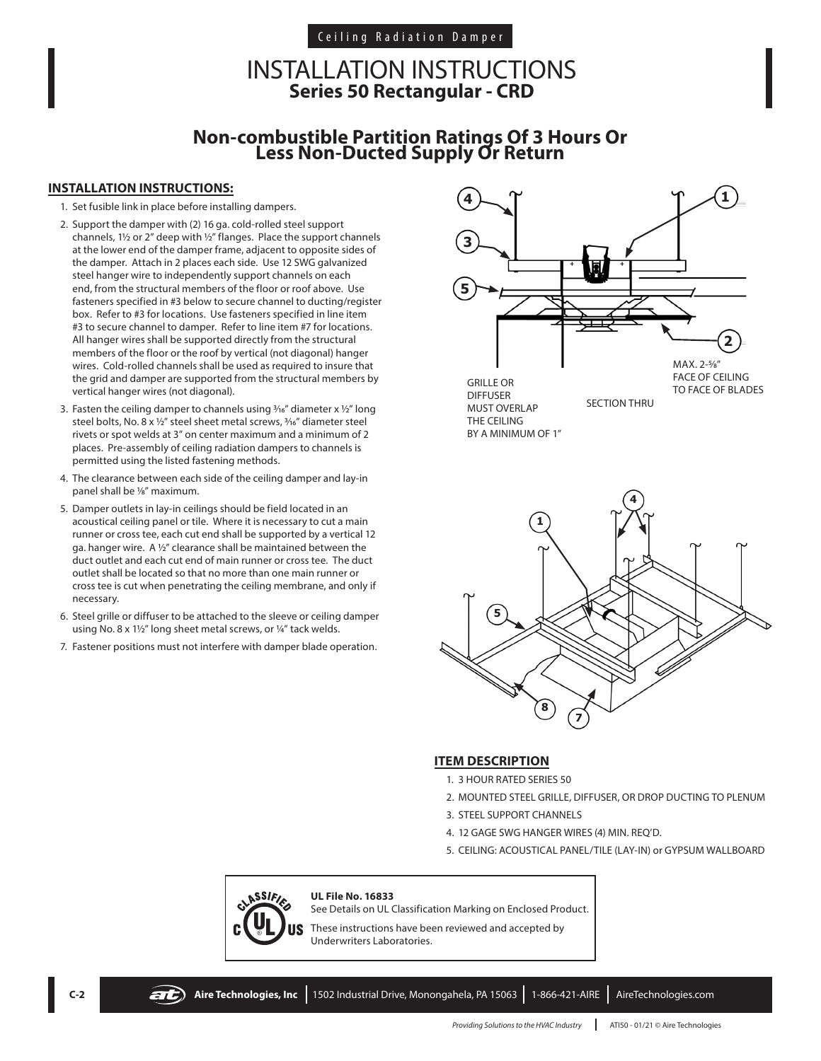Ceiling Radiation Damper

# INSTALLATION INSTRUCTIONS
## Series 50 Rectangular - CRD

## Non-combustible Partition Ratings Of 3 Hours Or Less Non-Ducted Supply Or Return

### INSTALLATION INSTRUCTIONS:

1. Set fusible link in place before installing dampers.
2. Support the damper with (2) 16 ga. cold-rolled steel support channels, 1½ or 2" deep with ½" flanges. Place the support channels at the lower end of the damper frame, adjacent to opposite sides of the damper. Attach in 2 places each side. Use 12 SWG galvanized steel hanger wire to independently support channels on each end, from the structural members of the floor or roof above. Use fasteners specified in #3 below to secure channel to ducting/register box. Refer to #3 for locations. Use fasteners specified in line item #3 to secure channel to damper. Refer to line item #7 for locations. All hanger wires shall be supported directly from the structural members of the floor or the roof by vertical (not diagonal) hanger wires. Cold-rolled channels shall be used as required to insure that the grid and damper are supported from the structural members by vertical hanger wires (not diagonal).
3. Fasten the ceiling damper to channels using 3⁄16" diameter x ½" long steel bolts, No. 8 x ½" steel sheet metal screws, 3⁄16" diameter steel rivets or spot welds at 3" on center maximum and a minimum of 2 places. Pre-assembly of ceiling radiation dampers to channels is permitted using the listed fastening methods.
4. The clearance between each side of the ceiling damper and lay-in panel shall be ⅛" maximum.
5. Damper outlets in lay-in ceilings should be field located in an acoustical ceiling panel or tile. Where it is necessary to cut a main runner or cross tee, each cut end shall be supported by a vertical 12 ga. hanger wire. A ½" clearance shall be maintained between the duct outlet and each cut end of main runner or cross tee. The duct outlet shall be located so that no more than one main runner or cross tee is cut when penetrating the ceiling membrane, and only if necessary.
6. Steel grille or diffuser to be attached to the sleeve or ceiling damper using No. 8 x 1½" long sheet metal screws, or ¼" tack welds.
7. Fastener positions must not interfere with damper blade operation.

4
3
5
1
2

GRILLE OR DIFFUSER MUST OVERLAP THE CEILING BY A MINIMUM OF 1"

SECTION THRU

MAX. 2-⅝" FACE OF CEILING TO FACE OF BLADES

4
1
5
8
7

### ITEM DESCRIPTION

1. 3 HOUR RATED SERIES 50
2. MOUNTED STEEL GRILLE, DIFFUSER, OR DROP DUCTING TO PLENUM
3. STEEL SUPPORT CHANNELS
4. 12 GAGE SWG HANGER WIRES (4) MIN. REQ'D.
5. CEILING: ACOUSTICAL PANEL/TILE (LAY-IN) or GYPSUM WALLBOARD

**UL File No. 16833**
See Details on UL Classification Marking on Enclosed Product.
These instructions have been reviewed and accepted by Underwriters Laboratories.

**Aire Technologies, Inc** | 1502 Industrial Drive, Monongahela, PA 15063 | 1-866-421-AIRE | AireTechnologies.com

*Providing Solutions to the HVAC Industry* | ATI50 - 01/21 © Aire Technologies